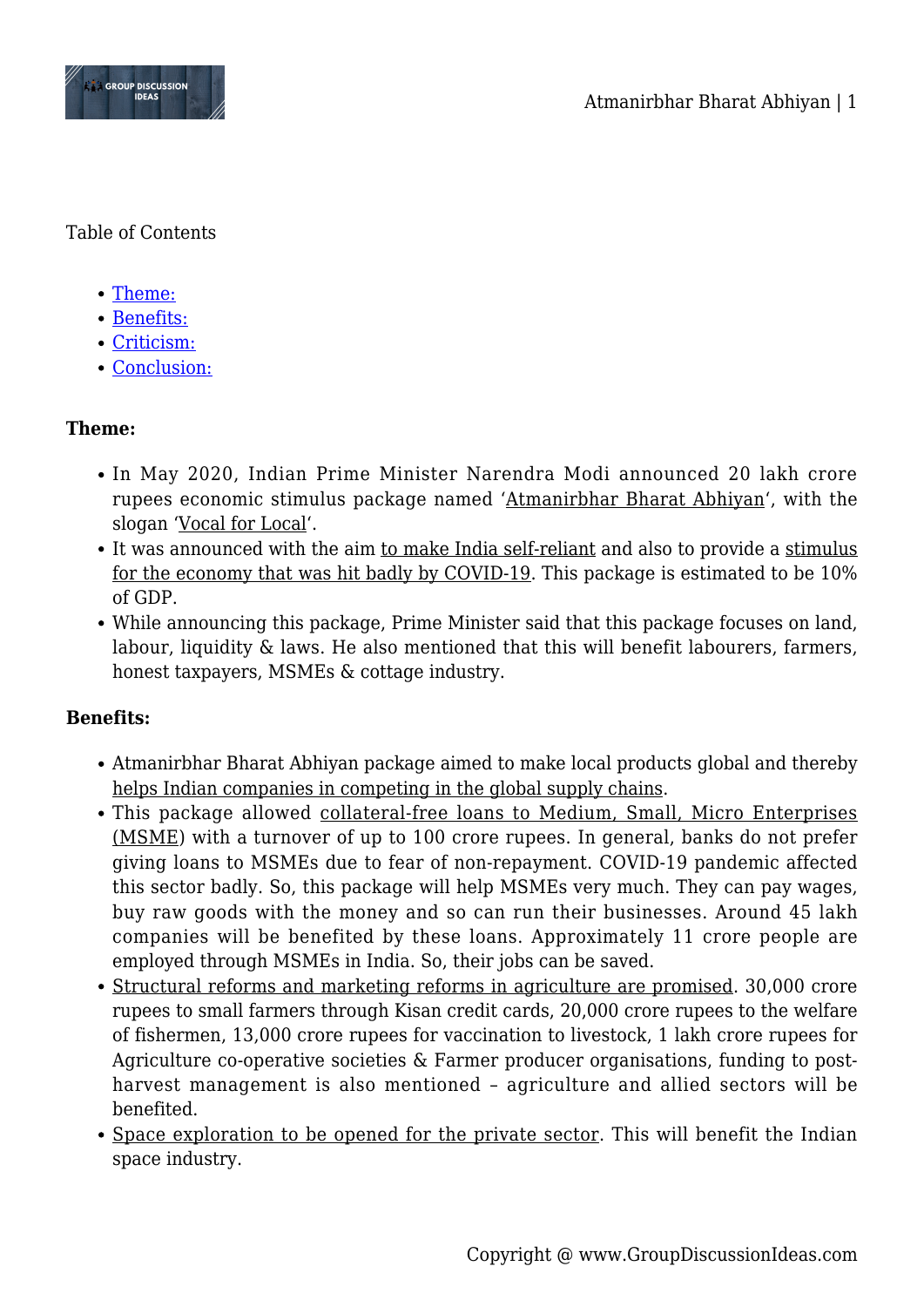Table of Contents

- Theme:
- Benefits:
- Criticism:
- Conclusion:

**Theme:**

- In May 2020, Indian Prime Minister Narendra Modi announced 20 lakh crore rupees economic stimulus package named 'Atmanirbhar Bharat Abhiyan', with the slogan 'Vocal for Local'.
- It was announced with the aim to make India self-reliant and also to provide a stimulus for the economy that was hit badly by COVID-19. This package is estimated to be 10% of GDP.
- While announcing this package, Prime Minister said that this package focuses on land, labour, liquidity & laws. He also mentioned that this will benefit labourers, farmers, honest taxpayers, MSMEs & cottage industry.

**Benefits:**

- Atmanirbhar Bharat Abhiyan package aimed to make local products global and thereby helps Indian companies in competing in the global supply chains.
- This package allowed collateral-free loans to Medium, Small, Micro Enterprises (MSME) with a turnover of up to 100 crore rupees. In general, banks do not prefer giving loans to MSMEs due to fear of non-repayment. COVID-19 pandemic affected this sector badly. So, this package will help MSMEs very much. They can pay wages, buy raw goods with the money and so can run their businesses. Around 45 lakh companies will be benefited by these loans. Approximately 11 crore people are employed through MSMEs in India. So, their jobs can be saved.
- Structural reforms and marketing reforms in agriculture are promised. 30,000 crore rupees to small farmers through Kisan credit cards, 20,000 crore rupees to the welfare of fishermen, 13,000 crore rupees for vaccination to livestock, 1 lakh crore rupees for Agriculture co-operative societies & Farmer producer organisations, funding to post-harvest management is also mentioned – agriculture and allied sectors will be benefited.
- Space exploration to be opened for the private sector. This will benefit the Indian space industry.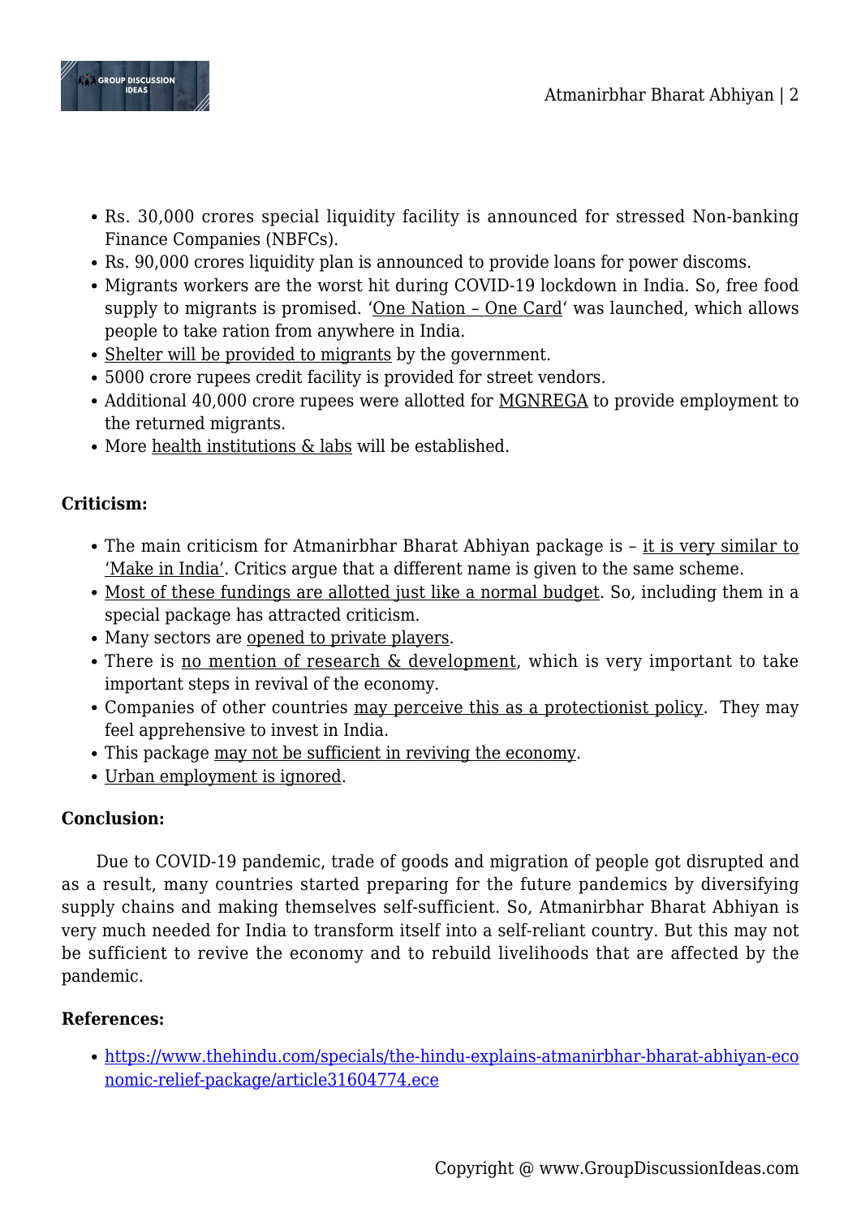- Rs. 30,000 crores special liquidity facility is announced for stressed Non-banking Finance Companies (NBFCs).
- Rs. 90,000 crores liquidity plan is announced to provide loans for power discoms.
- Migrants workers are the worst hit during COVID-19 lockdown in India. So, free food supply to migrants is promised. 'One Nation – One Card' was launched, which allows people to take ration from anywhere in India.
- Shelter will be provided to migrants by the government.
- 5000 crore rupees credit facility is provided for street vendors.
- Additional 40,000 crore rupees were allotted for MGNREGA to provide employment to the returned migrants.
- More health institutions & labs will be established.

**Criticism:**

- The main criticism for Atmanirbhar Bharat Abhiyan package is – it is very similar to 'Make in India'. Critics argue that a different name is given to the same scheme.
- Most of these fundings are allotted just like a normal budget. So, including them in a special package has attracted criticism.
- Many sectors are opened to private players.
- There is no mention of research & development, which is very important to take important steps in revival of the economy.
- Companies of other countries may perceive this as a protectionist policy. They may feel apprehensive to invest in India.
- This package may not be sufficient in reviving the economy.
- Urban employment is ignored.

**Conclusion:**

Due to COVID-19 pandemic, trade of goods and migration of people got disrupted and as a result, many countries started preparing for the future pandemics by diversifying supply chains and making themselves self-sufficient. So, Atmanirbhar Bharat Abhiyan is very much needed for India to transform itself into a self-reliant country. But this may not be sufficient to revive the economy and to rebuild livelihoods that are affected by the pandemic.

**References:**

- https://www.thehindu.com/specials/the-hindu-explains-atmanirbhar-bharat-abhiyan-economic-relief-package/article31604774.ece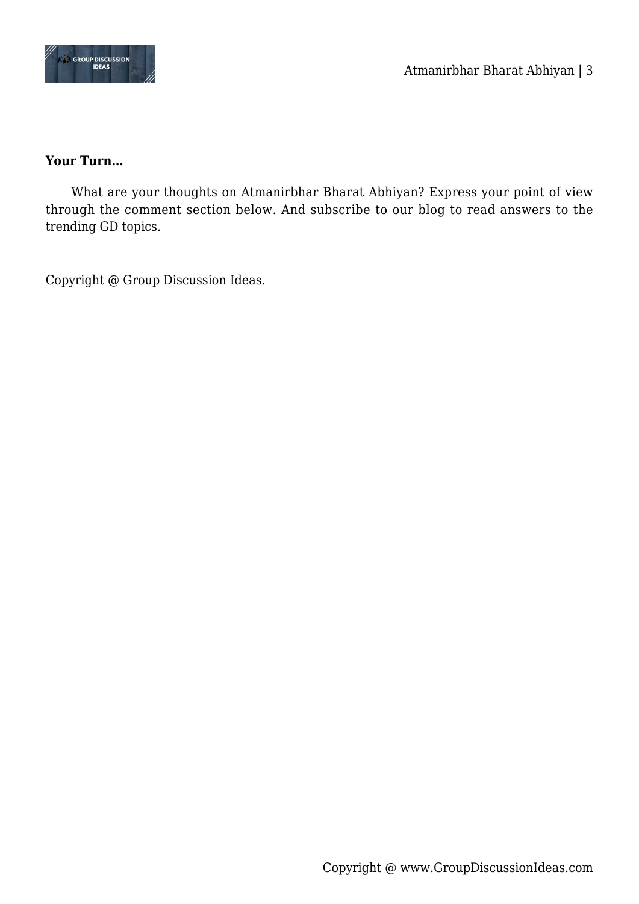**Your Turn…**

What are your thoughts on Atmanirbhar Bharat Abhiyan? Express your point of view through the comment section below. And subscribe to our blog to read answers to the trending GD topics.

---

Copyright @ Group Discussion Ideas.